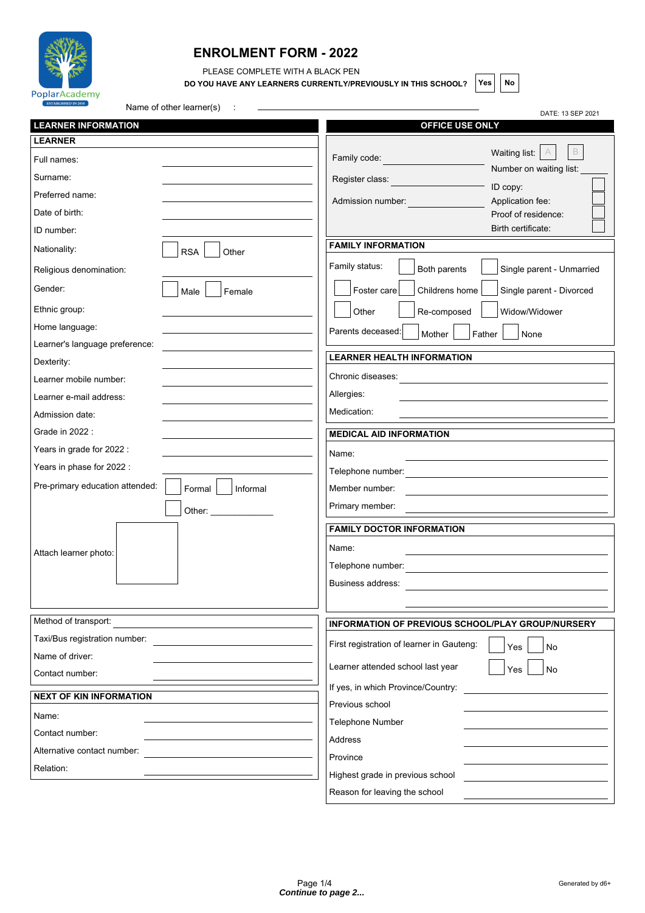PoplarAcademy
ESTABLISHED IN 2010

# ENROLMENT FORM - 2022

PLEASE COMPLETE WITH A BLACK PEN

**DO YOU HAVE ANY LEARNERS CURRENTLY/PREVIOUSLY IN THIS SCHOOL?** ☐ Yes ☐ No

Name of other learner(s) : ____________________

DATE: 13 SEP 2021

## LEARNER INFORMATION

### LEARNER

- Full names: ____________________
- Surname: ____________________
- Preferred name: ____________________
- Date of birth: ____________________
- ID number: ____________________
- Nationality: ☐ RSA ☐ Other
- Religious denomination: ____________________
- Gender: ☐ Male ☐ Female
- Ethnic group: ____________________
- Home language: ____________________
- Learner's language preference: ____________________
- Dexterity: ____________________
- Learner mobile number: ____________________
- Learner e-mail address: ____________________
- Admission date: ____________________
- Grade in 2022 : ____________________
- Years in grade for 2022 : ____________________
- Years in phase for 2022 : ____________________
- Pre-primary education attended: ☐ Formal ☐ Informal ☐ Other: ____________
- Attach learner photo: ☐

### Transport

- Method of transport: ____________________
- Taxi/Bus registration number: ____________________
- Name of driver: ____________________
- Contact number: ____________________

### NEXT OF KIN INFORMATION

- Name: ____________________
- Contact number: ____________________
- Alternative contact number: ____________________
- Relation: ____________________

## OFFICE USE ONLY

- Family code: ____________________
- Register class: ____________________
- Admission number: ____________________
- Waiting list: ☐ A ☐ B
- Number on waiting list: ________
- ID copy: ☐
- Application fee: ☐
- Proof of residence: ☐
- Birth certificate: ☐

### FAMILY INFORMATION

Family status: ☐ Both parents ☐ Single parent - Unmarried ☐ Foster care ☐ Childrens home ☐ Single parent - Divorced ☐ Other ☐ Re-composed ☐ Widow/Widower

Parents deceased: ☐ Mother ☐ Father ☐ None

### LEARNER HEALTH INFORMATION

- Chronic diseases: ____________________
- Allergies: ____________________
- Medication: ____________________

### MEDICAL AID INFORMATION

- Name: ____________________
- Telephone number: ____________________
- Member number: ____________________
- Primary member: ____________________

### FAMILY DOCTOR INFORMATION

- Name: ____________________
- Telephone number: ____________________
- Business address: ____________________

### INFORMATION OF PREVIOUS SCHOOL/PLAY GROUP/NURSERY

- First registration of learner in Gauteng: ☐ Yes ☐ No
- Learner attended school last year ☐ Yes ☐ No
- If yes, in which Province/Country: ____________________
- Previous school ____________________
- Telephone Number ____________________
- Address ____________________
- Province ____________________
- Highest grade in previous school ____________________
- Reason for leaving the school ____________________

***Continue to page 2...***

Generated by d6+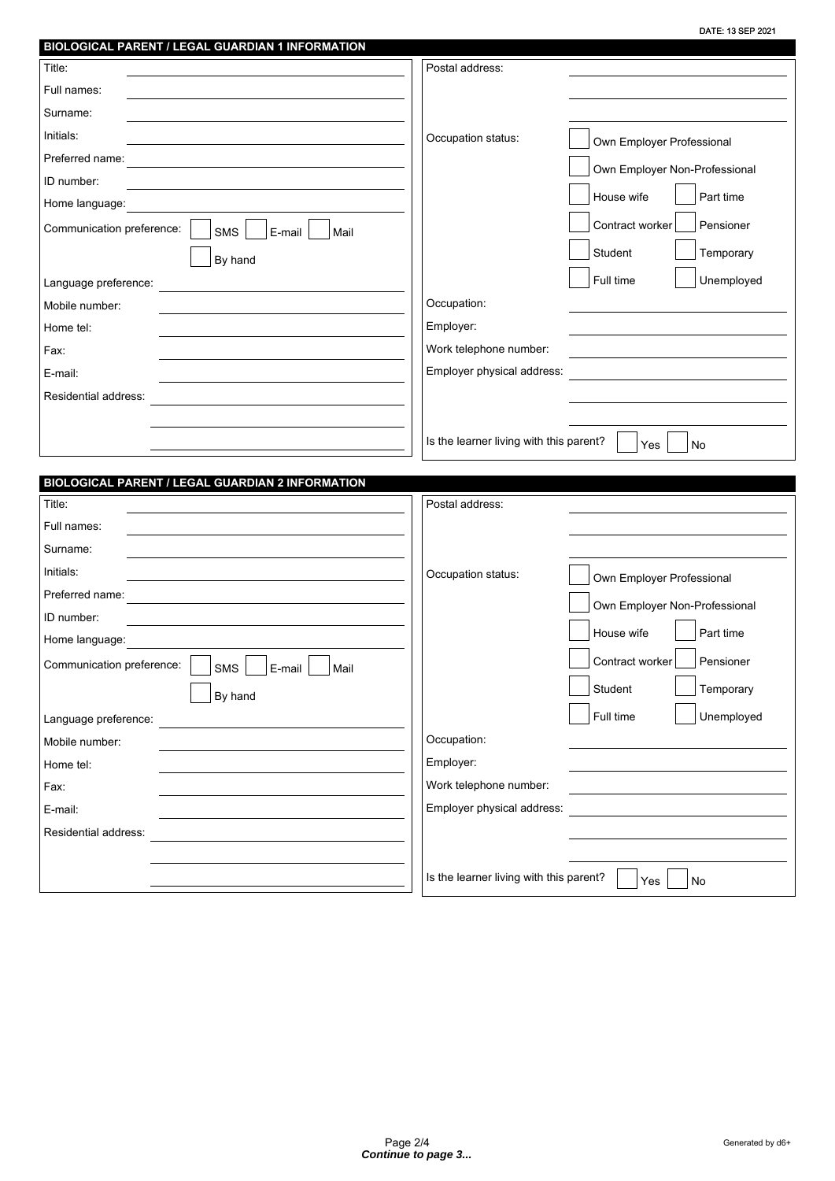DATE: 13 SEP 2021

## BIOLOGICAL PARENT / LEGAL GUARDIAN 1 INFORMATION

Title: \_\_\_\_\_\_\_\_\_\_

Full names: \_\_\_\_\_\_\_\_\_\_

Surname: \_\_\_\_\_\_\_\_\_\_

Initials: \_\_\_\_\_\_\_\_\_\_

Preferred name: \_\_\_\_\_\_\_\_\_\_

ID number: \_\_\_\_\_\_\_\_\_\_

Home language: \_\_\_\_\_\_\_\_\_\_

Communication preference: ☐ SMS ☐ E-mail ☐ Mail ☐ By hand

Language preference: \_\_\_\_\_\_\_\_\_\_

Mobile number: \_\_\_\_\_\_\_\_\_\_

Home tel: \_\_\_\_\_\_\_\_\_\_

Fax: \_\_\_\_\_\_\_\_\_\_

E-mail: \_\_\_\_\_\_\_\_\_\_

Residential address: \_\_\_\_\_\_\_\_\_\_

Postal address: \_\_\_\_\_\_\_\_\_\_

Occupation status:
☐ Own Employer Professional
☐ Own Employer Non-Professional
☐ House wife ☐ Part time
☐ Contract worker ☐ Pensioner
☐ Student ☐ Temporary
☐ Full time ☐ Unemployed

Occupation: \_\_\_\_\_\_\_\_\_\_

Employer: \_\_\_\_\_\_\_\_\_\_

Work telephone number: \_\_\_\_\_\_\_\_\_\_

Employer physical address: \_\_\_\_\_\_\_\_\_\_

Is the learner living with this parent? ☐ Yes ☐ No

## BIOLOGICAL PARENT / LEGAL GUARDIAN 2 INFORMATION

Title: \_\_\_\_\_\_\_\_\_\_

Full names: \_\_\_\_\_\_\_\_\_\_

Surname: \_\_\_\_\_\_\_\_\_\_

Initials: \_\_\_\_\_\_\_\_\_\_

Preferred name: \_\_\_\_\_\_\_\_\_\_

ID number: \_\_\_\_\_\_\_\_\_\_

Home language: \_\_\_\_\_\_\_\_\_\_

Communication preference: ☐ SMS ☐ E-mail ☐ Mail ☐ By hand

Language preference: \_\_\_\_\_\_\_\_\_\_

Mobile number: \_\_\_\_\_\_\_\_\_\_

Home tel: \_\_\_\_\_\_\_\_\_\_

Fax: \_\_\_\_\_\_\_\_\_\_

E-mail: \_\_\_\_\_\_\_\_\_\_

Residential address: \_\_\_\_\_\_\_\_\_\_

Postal address: \_\_\_\_\_\_\_\_\_\_

Occupation status:
☐ Own Employer Professional
☐ Own Employer Non-Professional
☐ House wife ☐ Part time
☐ Contract worker ☐ Pensioner
☐ Student ☐ Temporary
☐ Full time ☐ Unemployed

Occupation: \_\_\_\_\_\_\_\_\_\_

Employer: \_\_\_\_\_\_\_\_\_\_

Work telephone number: \_\_\_\_\_\_\_\_\_\_

Employer physical address: \_\_\_\_\_\_\_\_\_\_

Is the learner living with this parent? ☐ Yes ☐ No

***Continue to page 3...***

Generated by d6+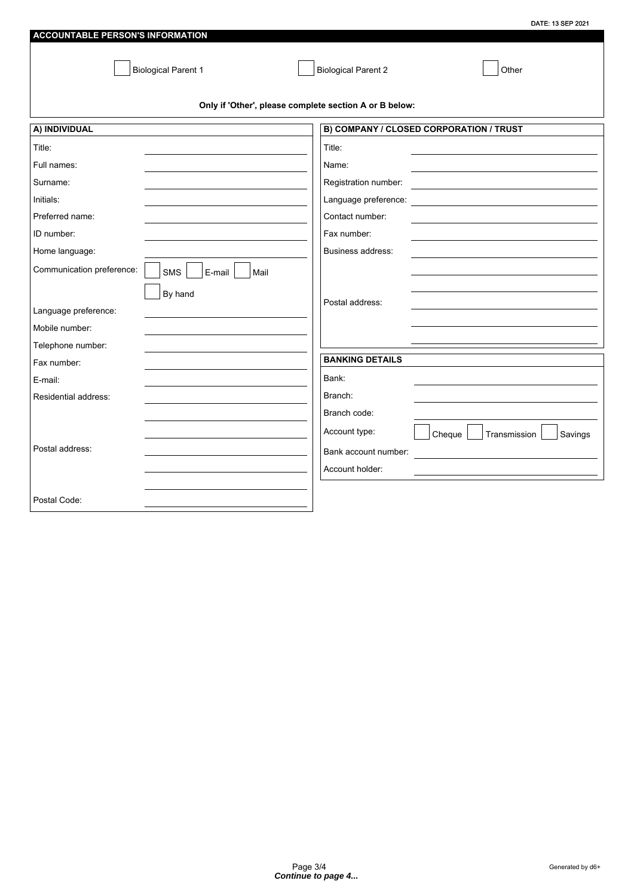DATE: 13 SEP 2021

## ACCOUNTABLE PERSON'S INFORMATION

☐ Biological Parent 1 ☐ Biological Parent 2 ☐ Other

**Only if 'Other', please complete section A or B below:**

### A) INDIVIDUAL

Title: \_\_\_\_\_\_\_\_\_\_\_\_\_\_\_\_\_\_\_\_

Full names: \_\_\_\_\_\_\_\_\_\_\_\_\_\_\_\_\_\_\_\_

Surname: \_\_\_\_\_\_\_\_\_\_\_\_\_\_\_\_\_\_\_\_

Initials: \_\_\_\_\_\_\_\_\_\_\_\_\_\_\_\_\_\_\_\_

Preferred name: \_\_\_\_\_\_\_\_\_\_\_\_\_\_\_\_\_\_\_\_

ID number: \_\_\_\_\_\_\_\_\_\_\_\_\_\_\_\_\_\_\_\_

Home language: \_\_\_\_\_\_\_\_\_\_\_\_\_\_\_\_\_\_\_\_

Communication preference: ☐ SMS ☐ E-mail ☐ Mail ☐ By hand

Language preference: \_\_\_\_\_\_\_\_\_\_\_\_\_\_\_\_\_\_\_\_

Mobile number: \_\_\_\_\_\_\_\_\_\_\_\_\_\_\_\_\_\_\_\_

Telephone number: \_\_\_\_\_\_\_\_\_\_\_\_\_\_\_\_\_\_\_\_

Fax number: \_\_\_\_\_\_\_\_\_\_\_\_\_\_\_\_\_\_\_\_

E-mail: \_\_\_\_\_\_\_\_\_\_\_\_\_\_\_\_\_\_\_\_

Residential address: \_\_\_\_\_\_\_\_\_\_\_\_\_\_\_\_\_\_\_\_

Postal address: \_\_\_\_\_\_\_\_\_\_\_\_\_\_\_\_\_\_\_\_

Postal Code: \_\_\_\_\_\_\_\_\_\_\_\_\_\_\_\_\_\_\_\_

### B) COMPANY / CLOSED CORPORATION / TRUST

Title: \_\_\_\_\_\_\_\_\_\_\_\_\_\_\_\_\_\_\_\_

Name: \_\_\_\_\_\_\_\_\_\_\_\_\_\_\_\_\_\_\_\_

Registration number: \_\_\_\_\_\_\_\_\_\_\_\_\_\_\_\_\_\_\_\_

Language preference: \_\_\_\_\_\_\_\_\_\_\_\_\_\_\_\_\_\_\_\_

Contact number: \_\_\_\_\_\_\_\_\_\_\_\_\_\_\_\_\_\_\_\_

Fax number: \_\_\_\_\_\_\_\_\_\_\_\_\_\_\_\_\_\_\_\_

Business address: \_\_\_\_\_\_\_\_\_\_\_\_\_\_\_\_\_\_\_\_

Postal address: \_\_\_\_\_\_\_\_\_\_\_\_\_\_\_\_\_\_\_\_

### BANKING DETAILS

Bank: \_\_\_\_\_\_\_\_\_\_\_\_\_\_\_\_\_\_\_\_

Branch: \_\_\_\_\_\_\_\_\_\_\_\_\_\_\_\_\_\_\_\_

Branch code: \_\_\_\_\_\_\_\_\_\_\_\_\_\_\_\_\_\_\_\_

Account type: ☐ Cheque ☐ Transmission ☐ Savings

Bank account number: \_\_\_\_\_\_\_\_\_\_\_\_\_\_\_\_\_\_\_\_

Account holder: \_\_\_\_\_\_\_\_\_\_\_\_\_\_\_\_\_\_\_\_

***Continue to page 4...***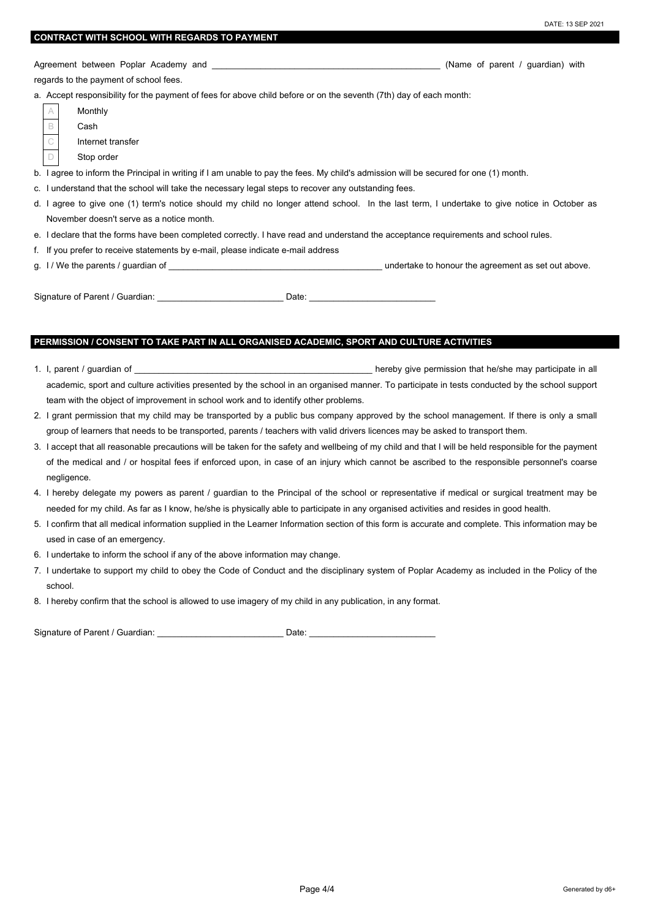DATE: 13 SEP 2021

## CONTRACT WITH SCHOOL WITH REGARDS TO PAYMENT

Agreement between Poplar Academy and \_\_\_\_\_\_\_\_\_\_\_\_\_\_\_\_\_\_\_\_\_\_\_\_\_\_\_\_\_\_\_\_\_\_\_\_\_\_\_\_\_\_\_\_\_\_ (Name of parent / guardian) with regards to the payment of school fees.

a. Accept responsibility for the payment of fees for above child before or on the seventh (7th) day of each month:

- A Monthly
- B Cash
- C Internet transfer
- D Stop order

b. I agree to inform the Principal in writing if I am unable to pay the fees. My child's admission will be secured for one (1) month.

c. I understand that the school will take the necessary legal steps to recover any outstanding fees.

d. I agree to give one (1) term's notice should my child no longer attend school. In the last term, I undertake to give notice in October as November doesn't serve as a notice month.

e. I declare that the forms have been completed correctly. I have read and understand the acceptance requirements and school rules.

f. If you prefer to receive statements by e-mail, please indicate e-mail address

g. I / We the parents / guardian of \_\_\_\_\_\_\_\_\_\_\_\_\_\_\_\_\_\_\_\_\_\_\_\_\_\_\_\_\_\_\_\_\_\_\_\_\_\_\_\_\_\_\_ undertake to honour the agreement as set out above.

Signature of Parent / Guardian: \_\_\_\_\_\_\_\_\_\_\_\_\_\_\_\_\_\_\_\_\_\_\_\_\_ Date: \_\_\_\_\_\_\_\_\_\_\_\_\_\_\_\_\_\_\_\_\_\_\_\_\_

## PERMISSION / CONSENT TO TAKE PART IN ALL ORGANISED ACADEMIC, SPORT AND CULTURE ACTIVITIES

1. I, parent / guardian of \_\_\_\_\_\_\_\_\_\_\_\_\_\_\_\_\_\_\_\_\_\_\_\_\_\_\_\_\_\_\_\_\_\_\_\_\_\_\_\_\_\_\_\_\_\_\_ hereby give permission that he/she may participate in all academic, sport and culture activities presented by the school in an organised manner. To participate in tests conducted by the school support team with the object of improvement in school work and to identify other problems.
2. I grant permission that my child may be transported by a public bus company approved by the school management. If there is only a small group of learners that needs to be transported, parents / teachers with valid drivers licences may be asked to transport them.
3. I accept that all reasonable precautions will be taken for the safety and wellbeing of my child and that I will be held responsible for the payment of the medical and / or hospital fees if enforced upon, in case of an injury which cannot be ascribed to the responsible personnel's coarse negligence.
4. I hereby delegate my powers as parent / guardian to the Principal of the school or representative if medical or surgical treatment may be needed for my child. As far as I know, he/she is physically able to participate in any organised activities and resides in good health.
5. I confirm that all medical information supplied in the Learner Information section of this form is accurate and complete. This information may be used in case of an emergency.
6. I undertake to inform the school if any of the above information may change.
7. I undertake to support my child to obey the Code of Conduct and the disciplinary system of Poplar Academy as included in the Policy of the school.
8. I hereby confirm that the school is allowed to use imagery of my child in any publication, in any format.

Signature of Parent / Guardian: \_\_\_\_\_\_\_\_\_\_\_\_\_\_\_\_\_\_\_\_\_\_\_\_\_ Date: \_\_\_\_\_\_\_\_\_\_\_\_\_\_\_\_\_\_\_\_\_\_\_\_\_

Generated by d6+